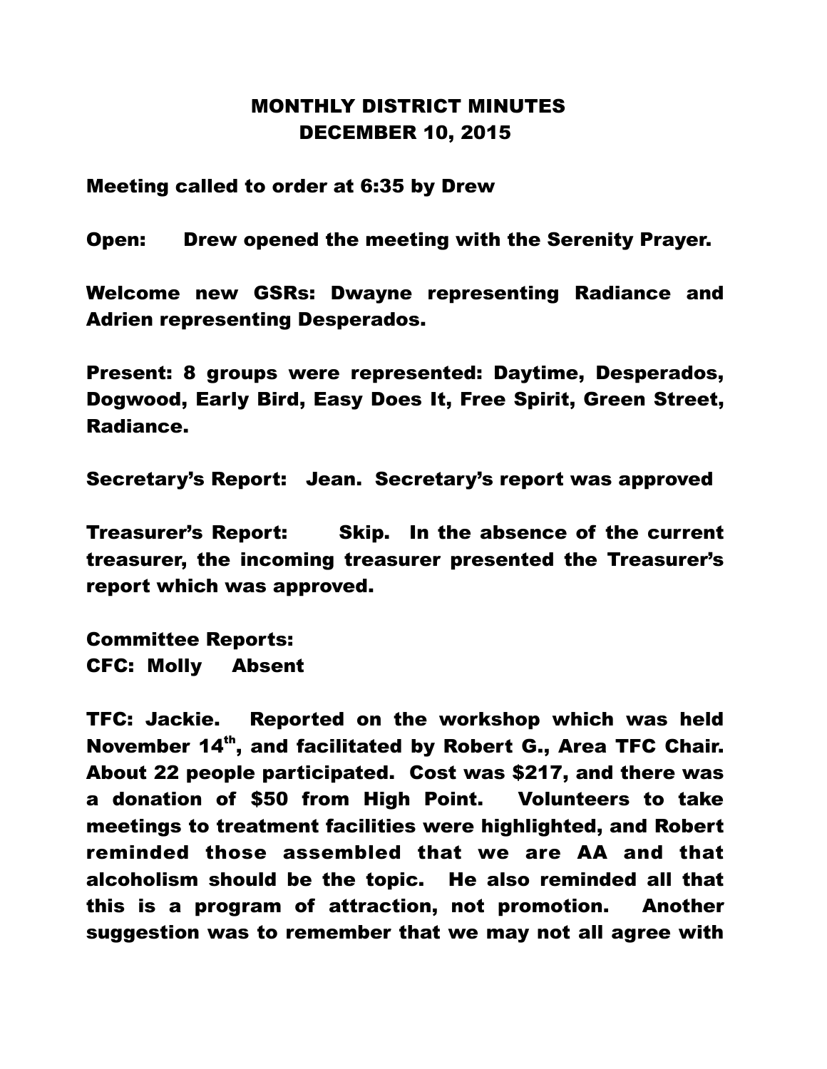# MONTHLY DISTRICT MINUTES
## DECEMBER 10, 2015

**Meeting called to order at 6:35 by Drew**

**Open: Drew opened the meeting with the Serenity Prayer.**

**Welcome new GSRs: Dwayne representing Radiance and Adrien representing Desperados.**

**Present: 8 groups were represented: Daytime, Desperados, Dogwood, Early Bird, Easy Does It, Free Spirit, Green Street, Radiance.**

**Secretary's Report: Jean. Secretary's report was approved**

**Treasurer's Report: Skip. In the absence of the current treasurer, the incoming treasurer presented the Treasurer's report which was approved.**

**Committee Reports:**
**CFC: Molly Absent**

**TFC: Jackie. Reported on the workshop which was held November 14th, and facilitated by Robert G., Area TFC Chair. About 22 people participated. Cost was $217, and there was a donation of $50 from High Point. Volunteers to take meetings to treatment facilities were highlighted, and Robert reminded those assembled that we are AA and that alcoholism should be the topic. He also reminded all that this is a program of attraction, not promotion. Another suggestion was to remember that we may not all agree with**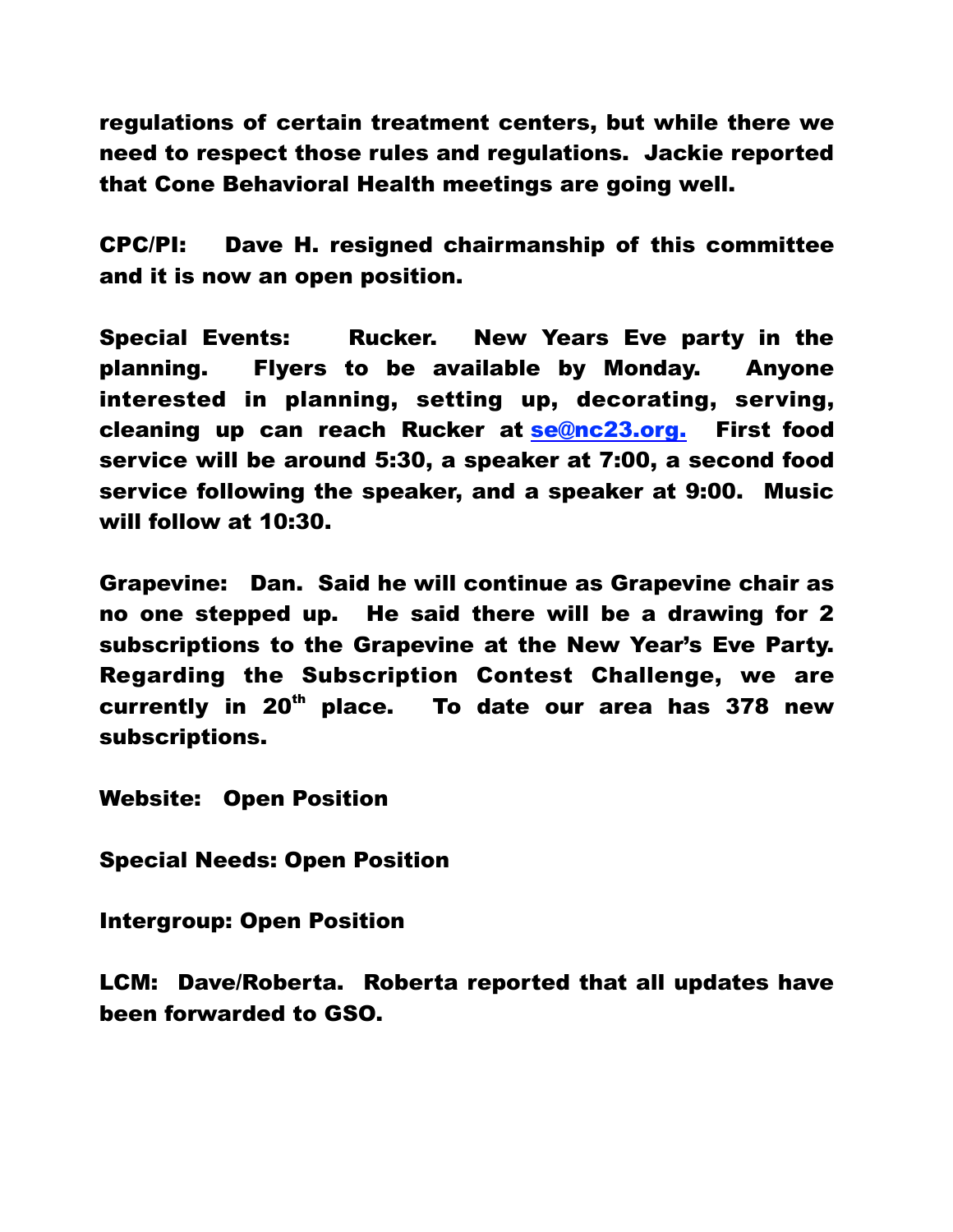regulations of certain treatment centers, but while there we need to respect those rules and regulations. Jackie reported that Cone Behavioral Health meetings are going well.

CPC/PI: Dave H. resigned chairmanship of this committee and it is now an open position.

Special Events: Rucker. New Years Eve party in the planning. Flyers to be available by Monday. Anyone interested in planning, setting up, decorating, serving, cleaning up can reach Rucker at se@nc23.org. First food service will be around 5:30, a speaker at 7:00, a second food service following the speaker, and a speaker at 9:00. Music will follow at 10:30.

Grapevine: Dan. Said he will continue as Grapevine chair as no one stepped up. He said there will be a drawing for 2 subscriptions to the Grapevine at the New Year's Eve Party. Regarding the Subscription Contest Challenge, we are currently in 20th place. To date our area has 378 new subscriptions.

Website: Open Position

Special Needs: Open Position

Intergroup: Open Position

LCM: Dave/Roberta. Roberta reported that all updates have been forwarded to GSO.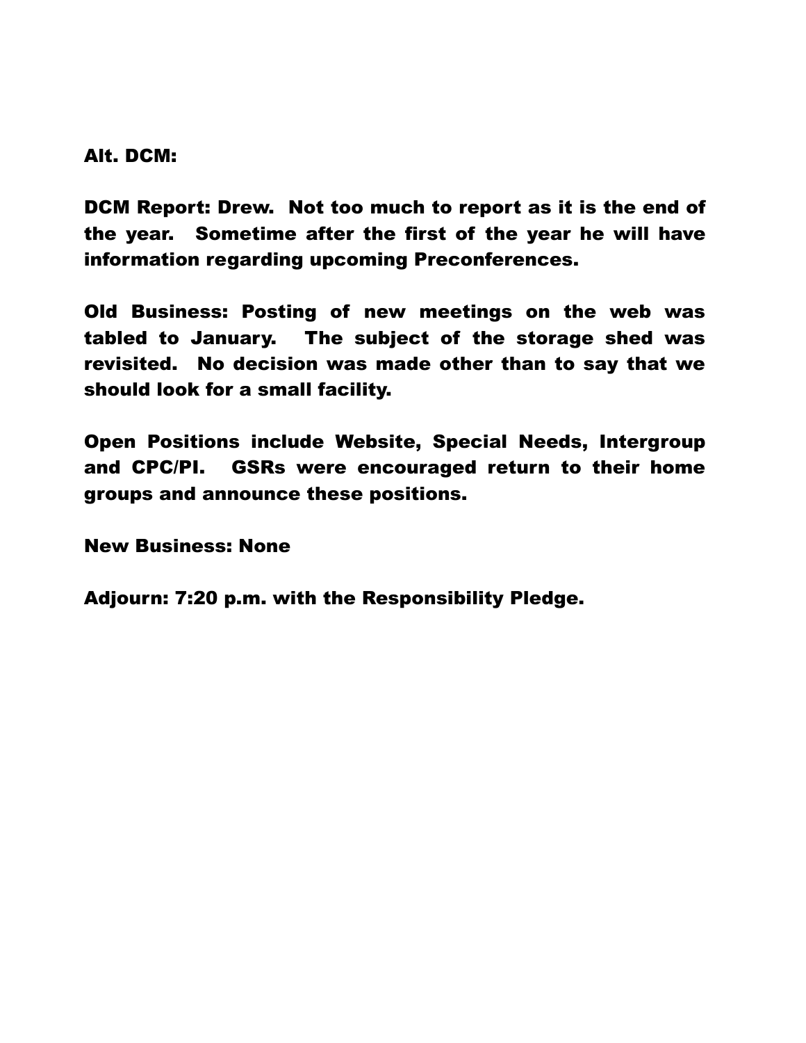**Alt. DCM:**

**DCM Report: Drew. Not too much to report as it is the end of the year. Sometime after the first of the year he will have information regarding upcoming Preconferences.**

**Old Business: Posting of new meetings on the web was tabled to January. The subject of the storage shed was revisited. No decision was made other than to say that we should look for a small facility.**

**Open Positions include Website, Special Needs, Intergroup and CPC/PI. GSRs were encouraged return to their home groups and announce these positions.**

**New Business: None**

**Adjourn: 7:20 p.m. with the Responsibility Pledge.**